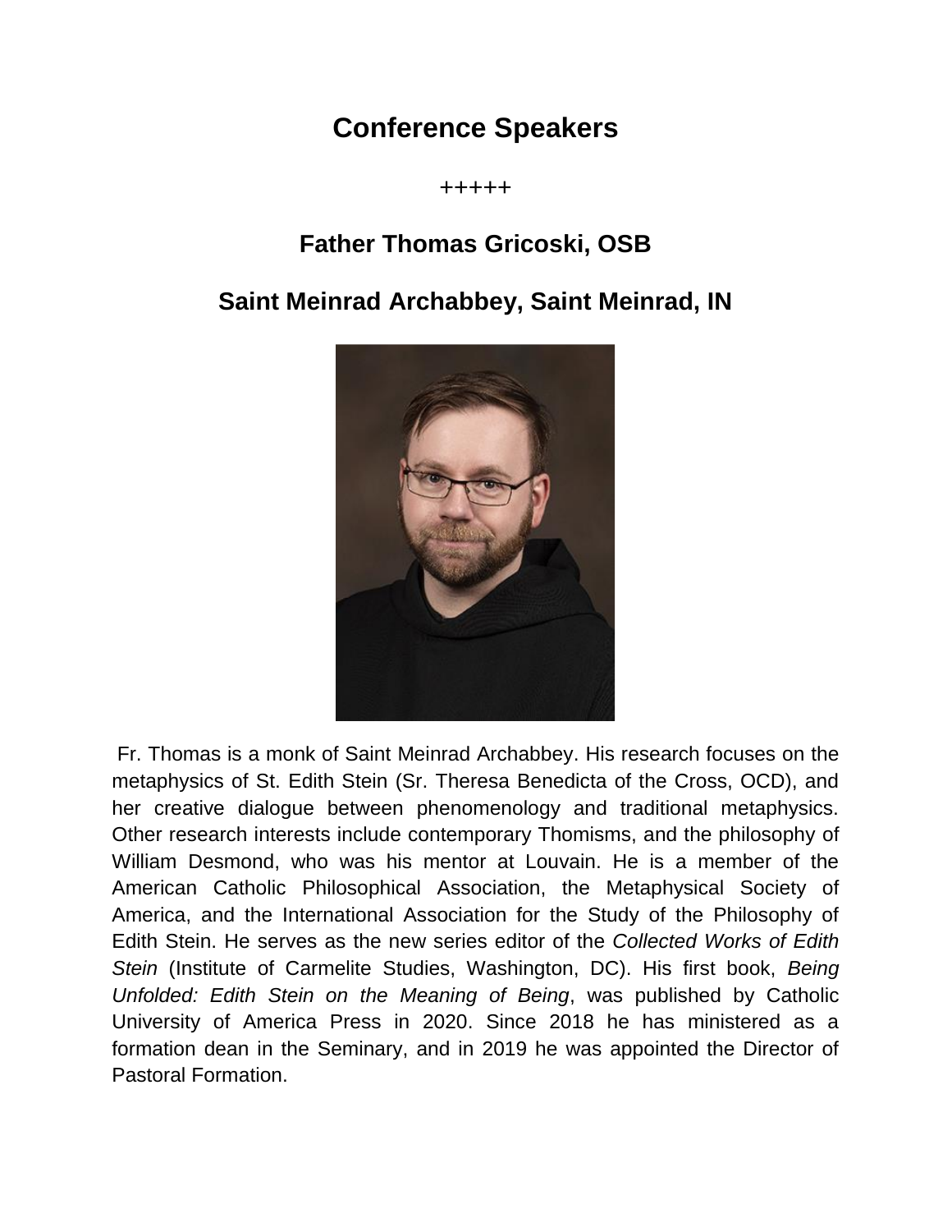# Conference Speakers

+++++

## Father Thomas Gricoski, OSB

## Saint Meinrad Archabbey, Saint Meinrad, IN

Fr. Thomas is a monk of Saint Meinrad Archabbey. His research focuses on the metaphysics of St. Edith Stein (Sr. Theresa Benedicta of the Cross, OCD), and her creative dialogue between phenomenology and traditional metaphysics. Other research interests include contemporary Thomisms, and the philosophy of William Desmond, who was his mentor at Louvain. He is a member of the American Catholic Philosophical Association, the Metaphysical Society of America, and the International Association for the Study of the Philosophy of Edith Stein. He serves as the new series editor of the *Collected Works of Edith Stein* (Institute of Carmelite Studies, Washington, DC). His first book, *Being Unfolded: Edith Stein on the Meaning of Being*, was published by Catholic University of America Press in 2020. Since 2018 he has ministered as a formation dean in the Seminary, and in 2019 he was appointed the Director of Pastoral Formation.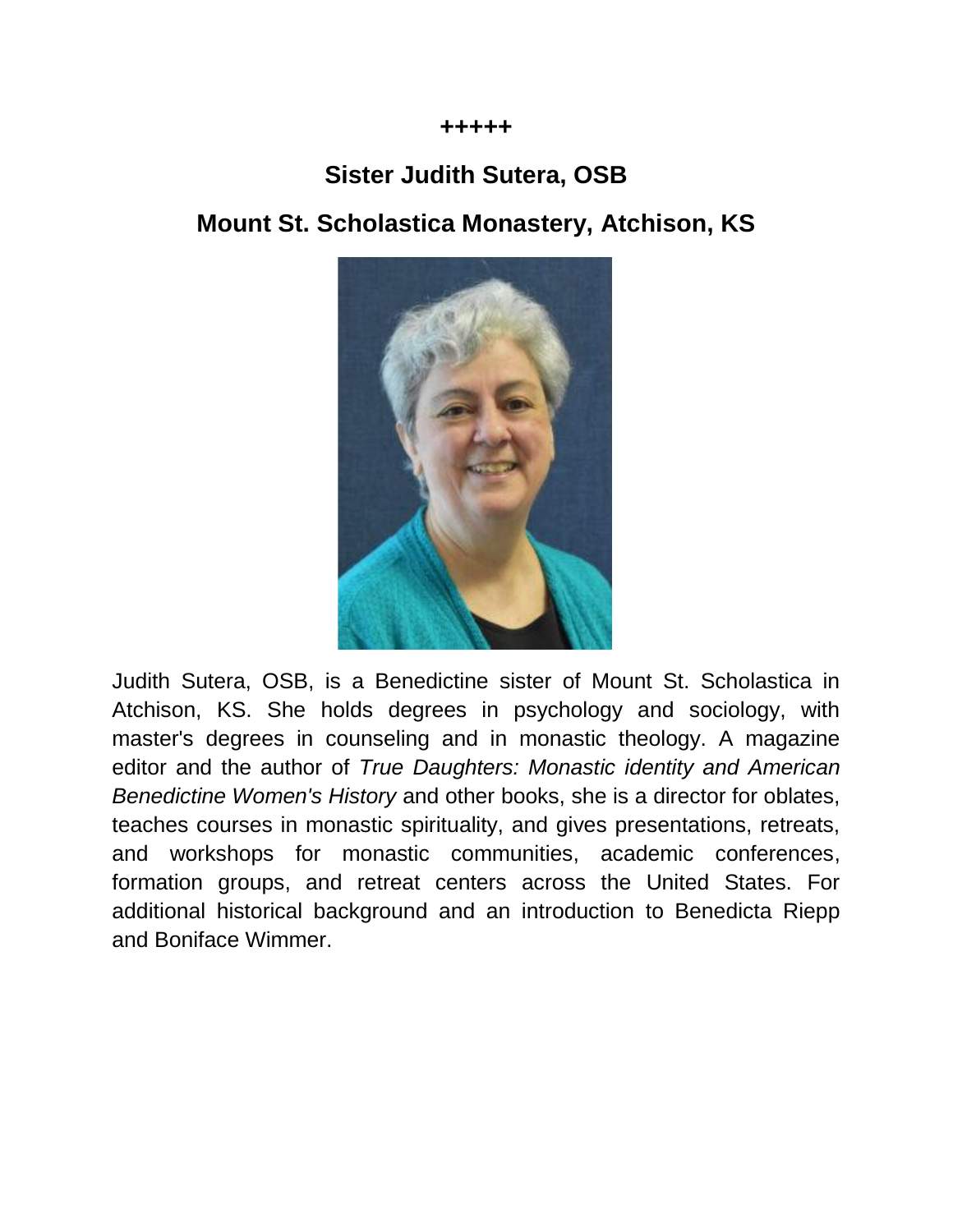**+++++**

## Sister Judith Sutera, OSB

## Mount St. Scholastica Monastery, Atchison, KS

Judith Sutera, OSB, is a Benedictine sister of Mount St. Scholastica in Atchison, KS. She holds degrees in psychology and sociology, with master's degrees in counseling and in monastic theology. A magazine editor and the author of *True Daughters: Monastic identity and American Benedictine Women's History* and other books, she is a director for oblates, teaches courses in monastic spirituality, and gives presentations, retreats, and workshops for monastic communities, academic conferences, formation groups, and retreat centers across the United States. For additional historical background and an introduction to Benedicta Riepp and Boniface Wimmer.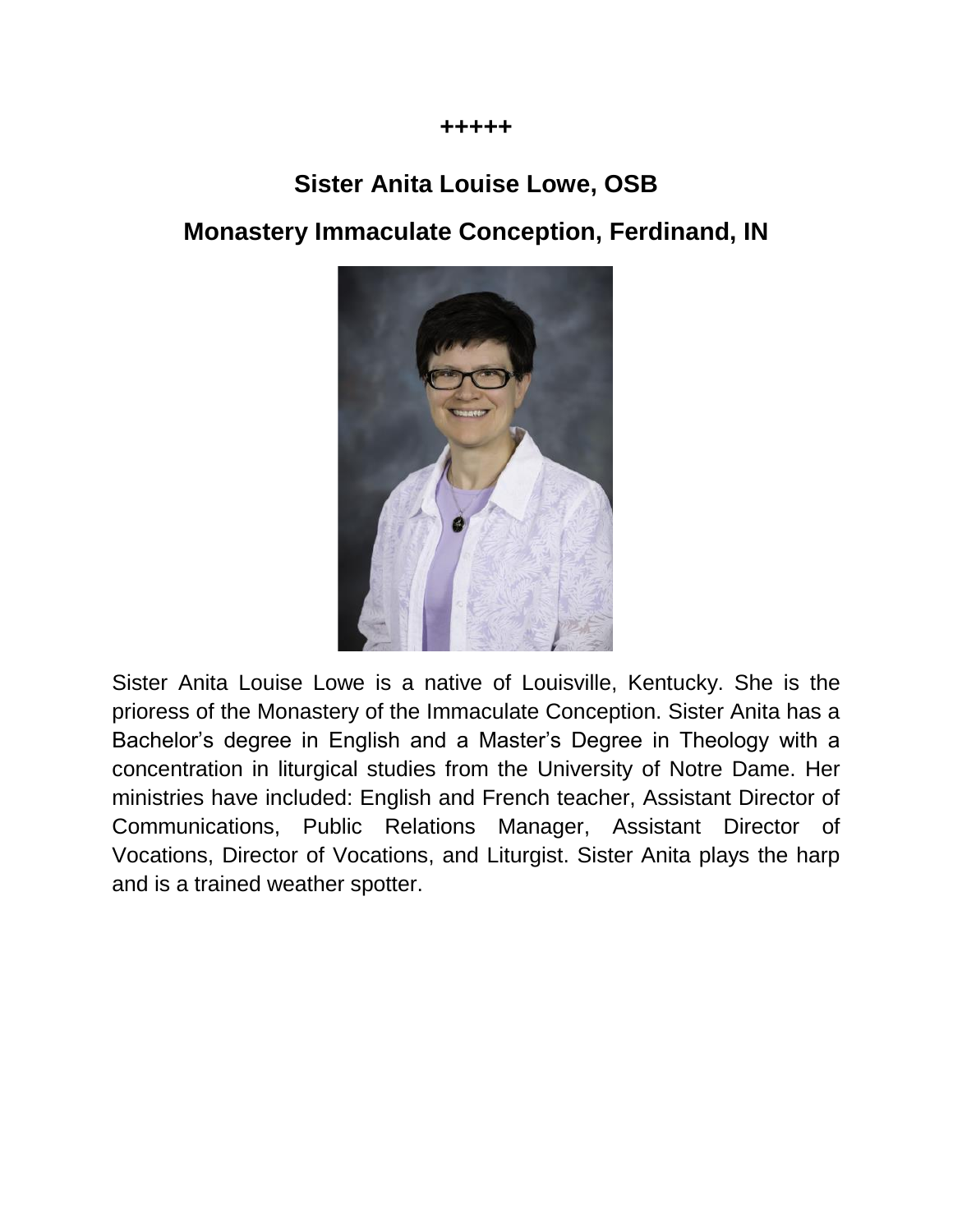+++++

## Sister Anita Louise Lowe, OSB

## Monastery Immaculate Conception, Ferdinand, IN

Sister Anita Louise Lowe is a native of Louisville, Kentucky. She is the prioress of the Monastery of the Immaculate Conception. Sister Anita has a Bachelor's degree in English and a Master's Degree in Theology with a concentration in liturgical studies from the University of Notre Dame. Her ministries have included: English and French teacher, Assistant Director of Communications, Public Relations Manager, Assistant Director of Vocations, Director of Vocations, and Liturgist. Sister Anita plays the harp and is a trained weather spotter.